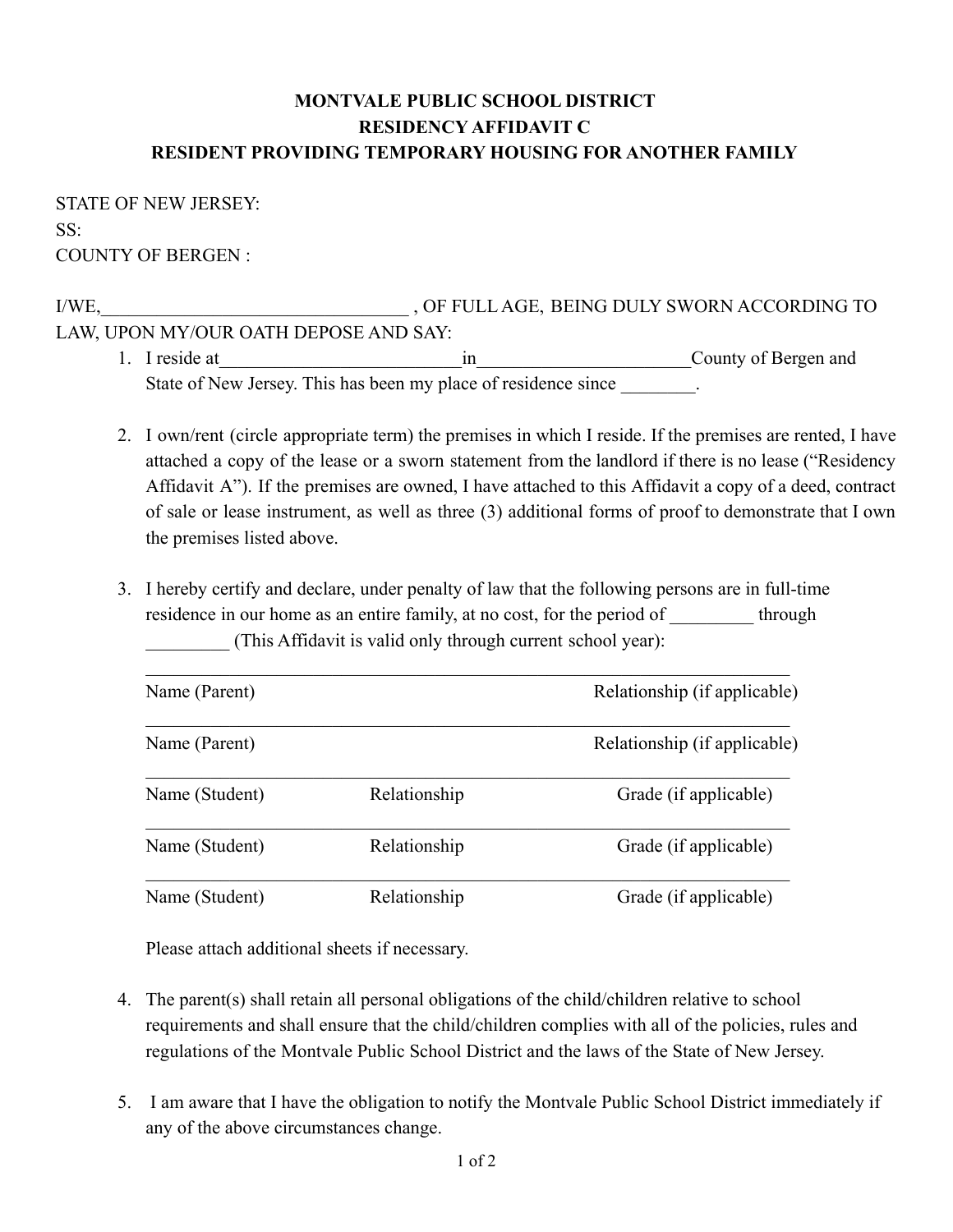**MONTVALE PUBLIC SCHOOL DISTRICT**
**RESIDENCY AFFIDAVIT C**
**RESIDENT PROVIDING TEMPORARY HOUSING FOR ANOTHER FAMILY**

STATE OF NEW JERSEY:
SS:
COUNTY OF BERGEN :

I/WE,_________________________________ , OF FULL AGE, BEING DULY SWORN ACCORDING TO LAW, UPON MY/OUR OATH DEPOSE AND SAY:

1. I reside at__________________________in______________________County of Bergen and State of New Jersey. This has been my place of residence since ________.

2. I own/rent (circle appropriate term) the premises in which I reside. If the premises are rented, I have attached a copy of the lease or a sworn statement from the landlord if there is no lease ("Residency Affidavit A"). If the premises are owned, I have attached to this Affidavit a copy of a deed, contract of sale or lease instrument, as well as three (3) additional forms of proof to demonstrate that I own the premises listed above.

3. I hereby certify and declare, under penalty of law that the following persons are in full-time residence in our home as an entire family, at no cost, for the period of _________ through _________ (This Affidavit is valid only through current school year):

   ______________________________________________________________
   Name (Parent) Relationship (if applicable)

   ______________________________________________________________
   Name (Parent) Relationship (if applicable)

   ______________________________________________________________
   Name (Student) Relationship Grade (if applicable)

   ______________________________________________________________
   Name (Student) Relationship Grade (if applicable)

   ______________________________________________________________
   Name (Student) Relationship Grade (if applicable)

   Please attach additional sheets if necessary.

4. The parent(s) shall retain all personal obligations of the child/children relative to school requirements and shall ensure that the child/children complies with all of the policies, rules and regulations of the Montvale Public School District and the laws of the State of New Jersey.

5. I am aware that I have the obligation to notify the Montvale Public School District immediately if any of the above circumstances change.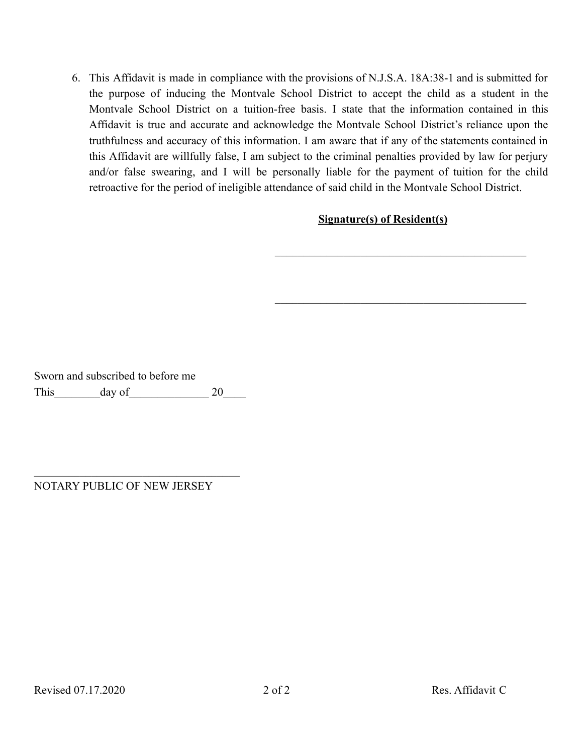6. This Affidavit is made in compliance with the provisions of N.J.S.A. 18A:38-1 and is submitted for the purpose of inducing the Montvale School District to accept the child as a student in the Montvale School District on a tuition-free basis. I state that the information contained in this Affidavit is true and accurate and acknowledge the Montvale School District's reliance upon the truthfulness and accuracy of this information. I am aware that if any of the statements contained in this Affidavit are willfully false, I am subject to the criminal penalties provided by law for perjury and/or false swearing, and I will be personally liable for the payment of tuition for the child retroactive for the period of ineligible attendance of said child in the Montvale School District.

**Signature(s) of Resident(s)**

_______________________________________________

_______________________________________________

Sworn and subscribed to before me
This________day of______________ 20____

_____________________________________
NOTARY PUBLIC OF NEW JERSEY

Revised 07.17.2020 | Res. Affidavit C